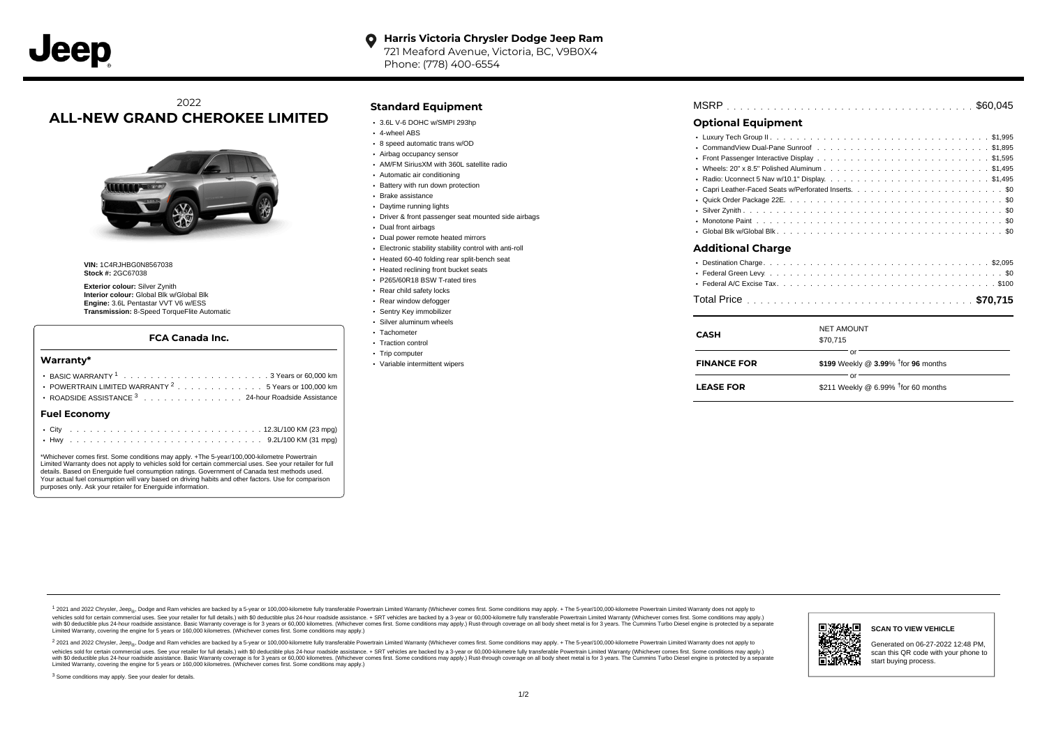Jeep

**Harris Victoria Chrysler Dodge Jeep Ram**
721 Meaford Avenue, Victoria, BC, V9B0X4
Phone: (778) 400-6554

2022
# ALL-NEW GRAND CHEROKEE LIMITED

**VIN:** 1C4RJHBG0N8567038
**Stock #:** 2GC67038

**Exterior colour:** Silver Zynith
**Interior colour:** Global Blk w/Global Blk
**Engine:** 3.6L Pentastar VVT V6 w/ESS
**Transmission:** 8-Speed TorqueFlite Automatic

### FCA Canada Inc.

#### Warranty*

- BASIC WARRANTY [1] . . . . . 3 Years or 60,000 km
- POWERTRAIN LIMITED WARRANTY [2] . . . . . 5 Years or 100,000 km
- ROADSIDE ASSISTANCE [3] . . . . . 24-hour Roadside Assistance

#### Fuel Economy

- City . . . . . 12.3L/100 KM (23 mpg)
- Hwy . . . . . 9.2L/100 KM (31 mpg)

*Whichever comes first. Some conditions may apply. +The 5-year/100,000-kilometre Powertrain Limited Warranty does not apply to vehicles sold for certain commercial uses. See your retailer for full details. Based on Energuide fuel consumption ratings. Government of Canada test methods used. Your actual fuel consumption will vary based on driving habits and other factors. Use for comparison purposes only. Ask your retailer for Energuide information.

## Standard Equipment

- 3.6L V-6 DOHC w/SMPI 293hp
- 4-wheel ABS
- 8 speed automatic trans w/OD
- Airbag occupancy sensor
- AM/FM SiriusXM with 360L satellite radio
- Automatic air conditioning
- Battery with run down protection
- Brake assistance
- Daytime running lights
- Driver & front passenger seat mounted side airbags
- Dual front airbags
- Dual power remote heated mirrors
- Electronic stability stability control with anti-roll
- Heated 60-40 folding rear split-bench seat
- Heated reclining front bucket seats
- P265/60R18 BSW T-rated tires
- Rear child safety locks
- Rear window defogger
- Sentry Key immobilizer
- Silver aluminum wheels
- Tachometer
- Traction control
- Trip computer
- Variable intermittent wipers

MSRP . . . . . $60,045

## Optional Equipment

- Luxury Tech Group II . . . . . $1,995
- CommandView Dual-Pane Sunroof . . . . . $1,895
- Front Passenger Interactive Display . . . . . $1,595
- Wheels: 20" x 8.5" Polished Aluminum . . . . . $1,495
- Radio: Uconnect 5 Nav w/10.1" Display. . . . . . $1,495
- Capri Leather-Faced Seats w/Perforated Inserts. . . . . . $0
- Quick Order Package 22E. . . . . . $0
- Silver Zynith . . . . . $0
- Monotone Paint . . . . . $0
- Global Blk w/Global Blk . . . . . $0

## Additional Charge

- Destination Charge . . . . . $2,095
- Federal Green Levy . . . . . $0
- Federal A/C Excise Tax . . . . . $100

Total Price . . . . . **$70,715**

| | |
|---|---|
| **CASH** | NET AMOUNT $70,715 |
| | or |
| **FINANCE FOR** | **$199** Weekly @ **3.99**% †for **96** months |
| | or |
| **LEASE FOR** | $211 Weekly @ 6.99% †for 60 months |

[1] 2021 and 2022 Chrysler, Jeep®, Dodge and Ram vehicles are backed by a 5-year or 100,000-kilometre fully transferable Powertrain Limited Warranty (Whichever comes first. Some conditions may apply. + The 5-year/100,000-kilometre Powertrain Limited Warranty does not apply to vehicles sold for certain commercial uses. See your retailer for full details.) with $0 deductible plus 24-hour roadside assistance. + SRT vehicles are backed by a 3-year or 60,000-kilometre fully transferable Powertrain Limited Warranty (Whichever comes first. Some conditions may apply.) with $0 deductible plus 24-hour roadside assistance. Basic Warranty coverage is for 3 years or 60,000 kilometres. (Whichever comes first. Some conditions may apply.) Rust-through coverage on all body sheet metal is for 3 years. The Cummins Turbo Diesel engine is protected by a separate Limited Warranty, covering the engine for 5 years or 160,000 kilometres. (Whichever comes first. Some conditions may apply.)

[2] 2021 and 2022 Chrysler, Jeep®, Dodge and Ram vehicles are backed by a 5-year or 100,000-kilometre fully transferable Powertrain Limited Warranty (Whichever comes first. Some conditions may apply. + The 5-year/100,000-kilometre Powertrain Limited Warranty does not apply to vehicles sold for certain commercial uses. See your retailer for full details.) with $0 deductible plus 24-hour roadside assistance. + SRT vehicles are backed by a 3-year or 60,000-kilometre fully transferable Powertrain Limited Warranty (Whichever comes first. Some conditions may apply.) with $0 deductible plus 24-hour roadside assistance. Basic Warranty coverage is for 3 years or 60,000 kilometres. (Whichever comes first. Some conditions may apply.) Rust-through coverage on all body sheet metal is for 3 years. The Cummins Turbo Diesel engine is protected by a separate Limited Warranty, covering the engine for 5 years or 160,000 kilometres. (Whichever comes first. Some conditions may apply.)

[3] Some conditions may apply. See your dealer for details.

**SCAN TO VIEW VEHICLE**

Generated on 06-27-2022 12:48 PM, scan this QR code with your phone to start buying process.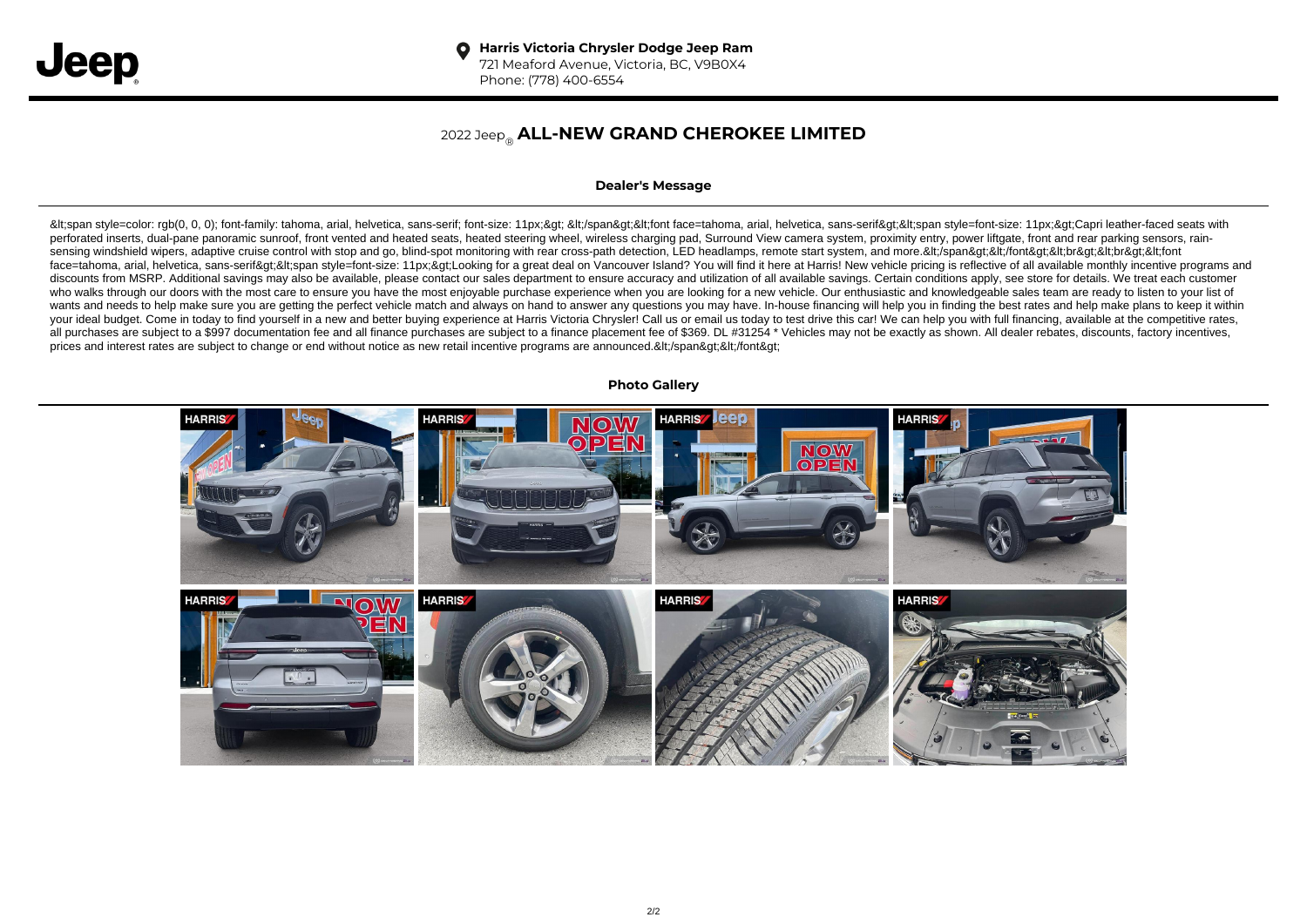Jeep

**Harris Victoria Chrysler Dodge Jeep Ram**
721 Meaford Avenue, Victoria, BC, V9B0X4
Phone: (778) 400-6554

# 2022 Jeep® ALL-NEW GRAND CHEROKEE LIMITED

## Dealer's Message

&lt;span style=color: rgb(0, 0, 0); font-family: tahoma, arial, helvetica, sans-serif; font-size: 11px;&gt; &lt;/span&gt;&lt;font face=tahoma, arial, helvetica, sans-serif&gt;&lt;span style=font-size: 11px;&gt;Capri leather-faced seats with perforated inserts, dual-pane panoramic sunroof, front vented and heated seats, heated steering wheel, wireless charging pad, Surround View camera system, proximity entry, power liftgate, front and rear parking sensors, rain-sensing windshield wipers, adaptive cruise control with stop and go, blind-spot monitoring with rear cross-path detection, LED headlamps, remote start system, and more.&lt;/span&gt;&lt;/font&gt;&lt;br&gt;&lt;br&gt;&lt;font face=tahoma, arial, helvetica, sans-serif&gt;&lt;span style=font-size: 11px;&gt;Looking for a great deal on Vancouver Island? You will find it here at Harris! New vehicle pricing is reflective of all available monthly incentive programs and discounts from MSRP. Additional savings may also be available, please contact our sales department to ensure accuracy and utilization of all available savings. Certain conditions apply, see store for details. We treat each customer who walks through our doors with the most care to ensure you have the most enjoyable purchase experience when you are looking for a new vehicle. Our enthusiastic and knowledgeable sales team are ready to listen to your list of wants and needs to help make sure you are getting the perfect vehicle match and always on hand to answer any questions you may have. In-house financing will help you in finding the best rates and help make plans to keep it within your ideal budget. Come in today to find yourself in a new and better buying experience at Harris Victoria Chrysler! Call us or email us today to test drive this car! We can help you with full financing, available at the competitive rates, all purchases are subject to a $997 documentation fee and all finance purchases are subject to a finance placement fee of $369. DL #31254 * Vehicles may not be exactly as shown. All dealer rebates, discounts, factory incentives, prices and interest rates are subject to change or end without notice as new retail incentive programs are announced.&lt;/span&gt;&lt;/font&gt;

## Photo Gallery